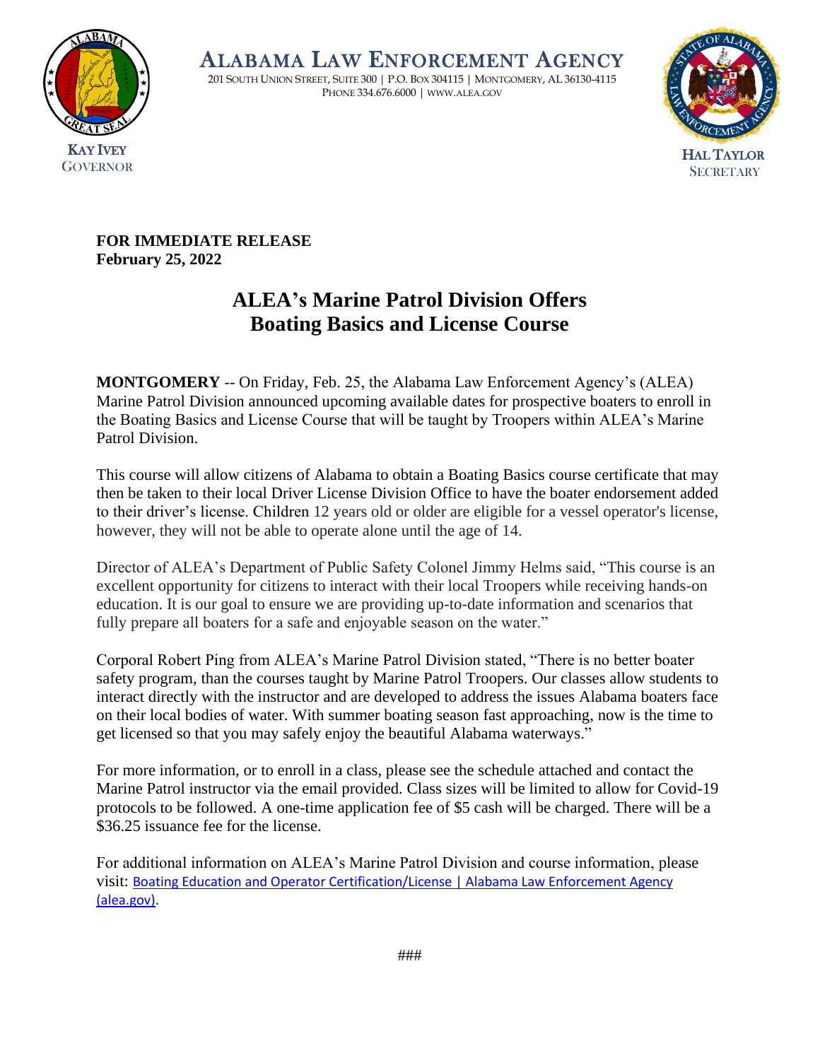# ALABAMA LAW ENFORCEMENT AGENCY

201 SOUTH UNION STREET, SUITE 300 | P.O. BOX 304115 | MONTGOMERY, AL 36130-4115
PHONE 334.676.6000 | WWW.ALEA.GOV

KAY IVEY
GOVERNOR

HAL TAYLOR
SECRETARY

**FOR IMMEDIATE RELEASE**
**February 25, 2022**

## ALEA's Marine Patrol Division Offers Boating Basics and License Course

**MONTGOMERY** -- On Friday, Feb. 25, the Alabama Law Enforcement Agency's (ALEA) Marine Patrol Division announced upcoming available dates for prospective boaters to enroll in the Boating Basics and License Course that will be taught by Troopers within ALEA's Marine Patrol Division.

This course will allow citizens of Alabama to obtain a Boating Basics course certificate that may then be taken to their local Driver License Division Office to have the boater endorsement added to their driver's license. Children 12 years old or older are eligible for a vessel operator's license, however, they will not be able to operate alone until the age of 14.

Director of ALEA's Department of Public Safety Colonel Jimmy Helms said, "This course is an excellent opportunity for citizens to interact with their local Troopers while receiving hands-on education. It is our goal to ensure we are providing up-to-date information and scenarios that fully prepare all boaters for a safe and enjoyable season on the water."

Corporal Robert Ping from ALEA's Marine Patrol Division stated, "There is no better boater safety program, than the courses taught by Marine Patrol Troopers. Our classes allow students to interact directly with the instructor and are developed to address the issues Alabama boaters face on their local bodies of water. With summer boating season fast approaching, now is the time to get licensed so that you may safely enjoy the beautiful Alabama waterways."

For more information, or to enroll in a class, please see the schedule attached and contact the Marine Patrol instructor via the email provided. Class sizes will be limited to allow for Covid-19 protocols to be followed. A one-time application fee of $5 cash will be charged. There will be a $36.25 issuance fee for the license.

For additional information on ALEA's Marine Patrol Division and course information, please visit: Boating Education and Operator Certification/License | Alabama Law Enforcement Agency (alea.gov).

###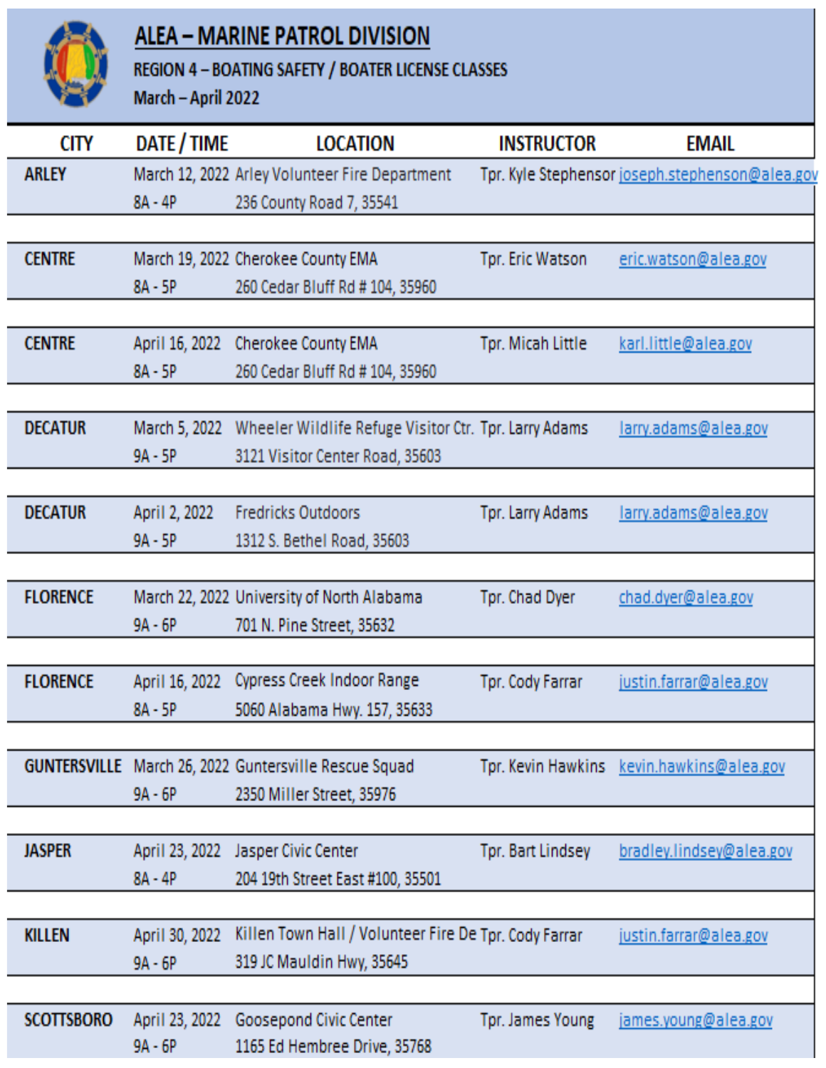# ALEA – MARINE PATROL DIVISION

## REGION 4 – BOATING SAFETY / BOATER LICENSE CLASSES

March – April 2022

| CITY | DATE / TIME | LOCATION | INSTRUCTOR | EMAIL |
|---|---|---|---|---|
| ARLEY | March 12, 2022<br>8A - 4P | Arley Volunteer Fire Department<br>236 County Road 7, 35541 | Tpr. Kyle Stephenson | joseph.stephenson@alea.gov |
| CENTRE | March 19, 2022<br>8A - 5P | Cherokee County EMA<br>260 Cedar Bluff Rd # 104, 35960 | Tpr. Eric Watson | eric.watson@alea.gov |
| CENTRE | April 16, 2022<br>8A - 5P | Cherokee County EMA<br>260 Cedar Bluff Rd # 104, 35960 | Tpr. Micah Little | karl.little@alea.gov |
| DECATUR | March 5, 2022<br>9A - 5P | Wheeler Wildlife Refuge Visitor Ctr.<br>3121 Visitor Center Road, 35603 | Tpr. Larry Adams | larry.adams@alea.gov |
| DECATUR | April 2, 2022<br>9A - 5P | Fredricks Outdoors<br>1312 S. Bethel Road, 35603 | Tpr. Larry Adams | larry.adams@alea.gov |
| FLORENCE | March 22, 2022<br>9A - 6P | University of North Alabama<br>701 N. Pine Street, 35632 | Tpr. Chad Dyer | chad.dyer@alea.gov |
| FLORENCE | April 16, 2022<br>8A - 5P | Cypress Creek Indoor Range<br>5060 Alabama Hwy. 157, 35633 | Tpr. Cody Farrar | justin.farrar@alea.gov |
| GUNTERSVILLE | March 26, 2022<br>9A - 6P | Guntersville Rescue Squad<br>2350 Miller Street, 35976 | Tpr. Kevin Hawkins | kevin.hawkins@alea.gov |
| JASPER | April 23, 2022<br>8A - 4P | Jasper Civic Center<br>204 19th Street East #100, 35501 | Tpr. Bart Lindsey | bradley.lindsey@alea.gov |
| KILLEN | April 30, 2022<br>9A - 6P | Killen Town Hall / Volunteer Fire De<br>319 JC Mauldin Hwy, 35645 | Tpr. Cody Farrar | justin.farrar@alea.gov |
| SCOTTSBORO | April 23, 2022<br>9A - 6P | Goosepond Civic Center<br>1165 Ed Hembree Drive, 35768 | Tpr. James Young | james.young@alea.gov |